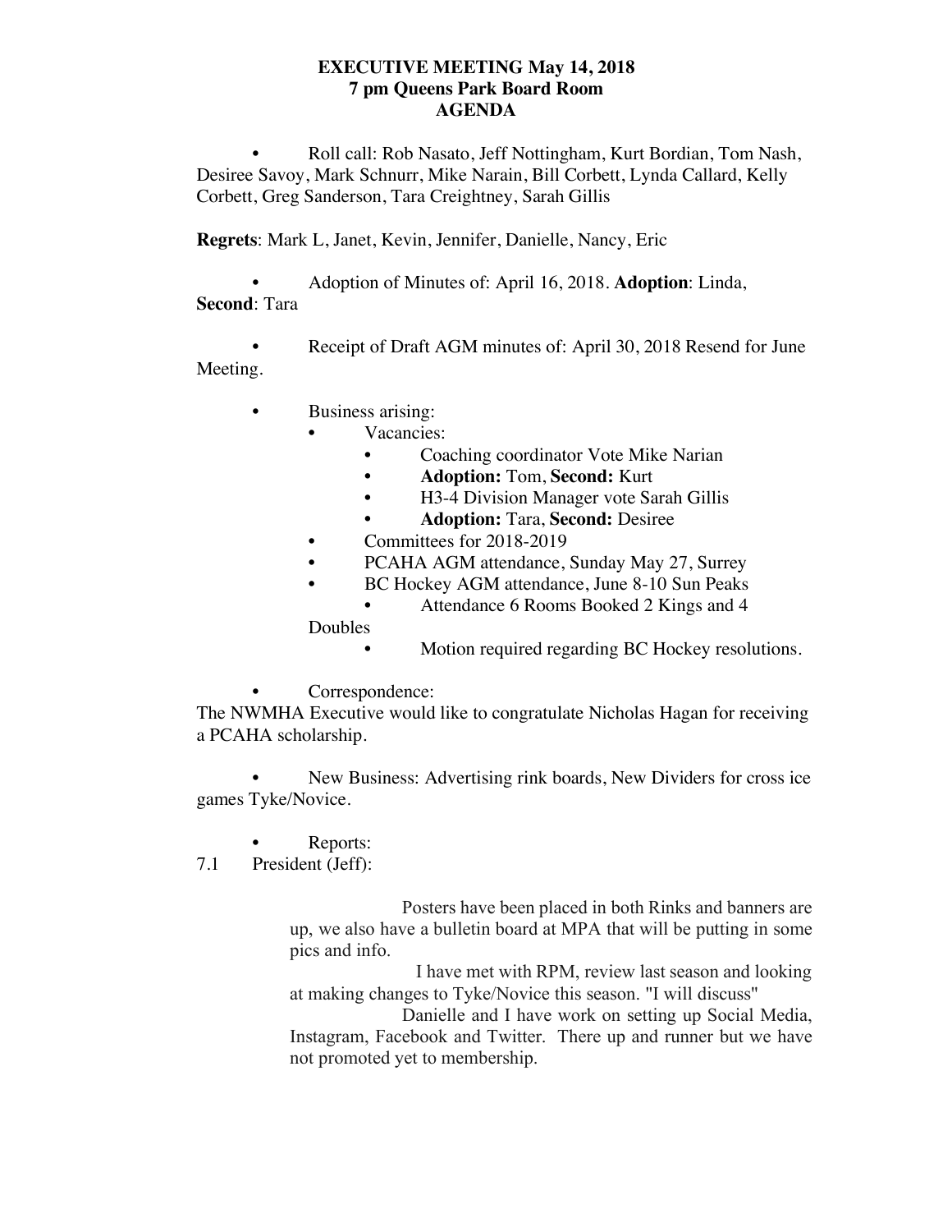**EXECUTIVE MEETING May 14, 2018**
**7 pm Queens Park Board Room**
**AGENDA**

- Roll call: Rob Nasato, Jeff Nottingham, Kurt Bordian, Tom Nash, Desiree Savoy, Mark Schnurr, Mike Narain, Bill Corbett, Lynda Callard, Kelly Corbett, Greg Sanderson, Tara Creightney, Sarah Gillis

**Regrets**: Mark L, Janet, Kevin, Jennifer, Danielle, Nancy, Eric

- Adoption of Minutes of: April 16, 2018. **Adoption**: Linda, **Second**: Tara

- Receipt of Draft AGM minutes of: April 30, 2018 Resend for June Meeting.

- Business arising:
  - Vacancies:
    - Coaching coordinator Vote Mike Narian
    - **Adoption:** Tom, **Second:** Kurt
    - H3-4 Division Manager vote Sarah Gillis
    - **Adoption:** Tara, **Second:** Desiree
  - Committees for 2018-2019
  - PCAHA AGM attendance, Sunday May 27, Surrey
  - BC Hockey AGM attendance, June 8-10 Sun Peaks
    - Attendance 6 Rooms Booked 2 Kings and 4 Doubles
    - Motion required regarding BC Hockey resolutions.

- Correspondence:

The NWMHA Executive would like to congratulate Nicholas Hagan for receiving a PCAHA scholarship.

- New Business: Advertising rink boards, New Dividers for cross ice games Tyke/Novice.

- Reports:

7.1 President (Jeff):

Posters have been placed in both Rinks and banners are up, we also have a bulletin board at MPA that will be putting in some pics and info.

I have met with RPM, review last season and looking at making changes to Tyke/Novice this season. "I will discuss"

Danielle and I have work on setting up Social Media, Instagram, Facebook and Twitter. There up and runner but we have not promoted yet to membership.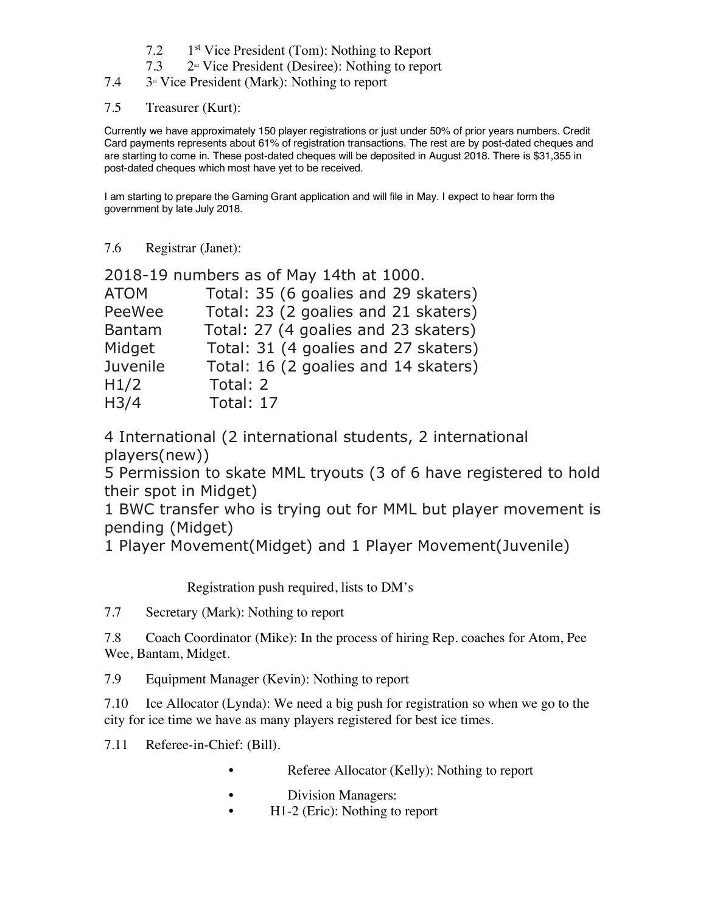7.2 1st Vice President (Tom): Nothing to Report

7.3 2nd Vice President (Desiree): Nothing to report

7.4 3rd Vice President (Mark): Nothing to report

7.5 Treasurer (Kurt):

Currently we have approximately 150 player registrations or just under 50% of prior years numbers. Credit Card payments represents about 61% of registration transactions. The rest are by post-dated cheques and are starting to come in. These post-dated cheques will be deposited in August 2018. There is $31,355 in post-dated cheques which most have yet to be received.

I am starting to prepare the Gaming Grant application and will file in May. I expect to hear form the government by late July 2018.

7.6 Registrar (Janet):

2018-19 numbers as of May 14th at 1000.

| | |
|---|---|
| ATOM | Total: 35 (6 goalies and 29 skaters) |
| PeeWee | Total: 23 (2 goalies and 21 skaters) |
| Bantam | Total: 27 (4 goalies and 23 skaters) |
| Midget | Total: 31 (4 goalies and 27 skaters) |
| Juvenile | Total: 16 (2 goalies and 14 skaters) |
| H1/2 | Total: 2 |
| H3/4 | Total: 17 |

4 International (2 international students, 2 international players(new))

5 Permission to skate MML tryouts (3 of 6 have registered to hold their spot in Midget)

1 BWC transfer who is trying out for MML but player movement is pending (Midget)

1 Player Movement(Midget) and 1 Player Movement(Juvenile)

Registration push required, lists to DM's

7.7 Secretary (Mark): Nothing to report

7.8 Coach Coordinator (Mike): In the process of hiring Rep. coaches for Atom, Pee Wee, Bantam, Midget.

7.9 Equipment Manager (Kevin): Nothing to report

7.10 Ice Allocator (Lynda): We need a big push for registration so when we go to the city for ice time we have as many players registered for best ice times.

7.11 Referee-in-Chief: (Bill).

- Referee Allocator (Kelly): Nothing to report
- Division Managers:
- H1-2 (Eric): Nothing to report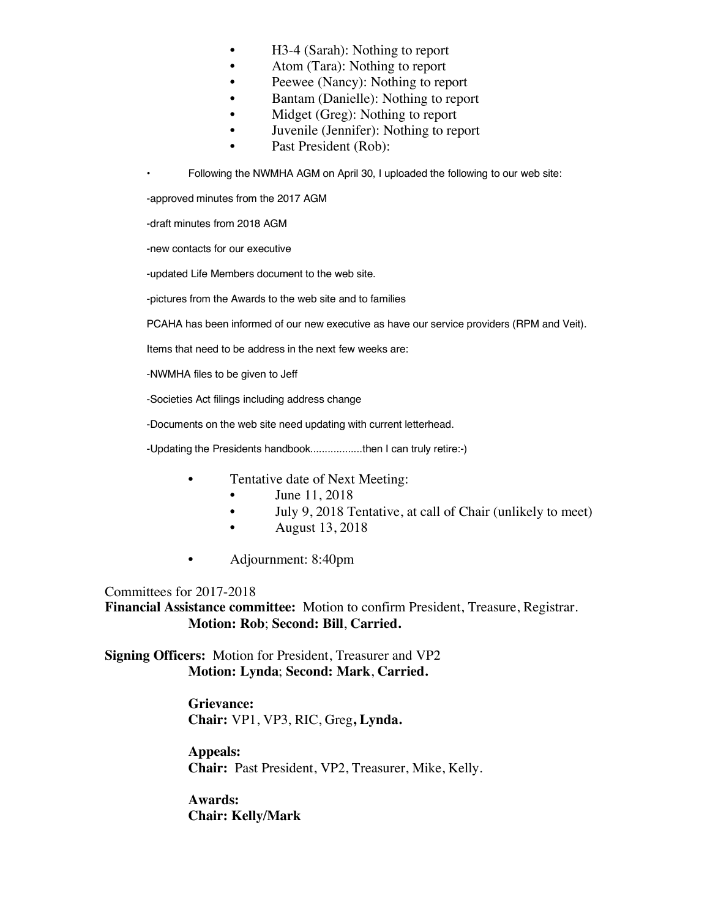- H3-4 (Sarah): Nothing to report
- Atom (Tara): Nothing to report
- Peewee (Nancy): Nothing to report
- Bantam (Danielle): Nothing to report
- Midget (Greg): Nothing to report
- Juvenile (Jennifer): Nothing to report
- Past President (Rob):

- Following the NWMHA AGM on April 30, I uploaded the following to our web site:

-approved minutes from the 2017 AGM

-draft minutes from 2018 AGM

-new contacts for our executive

-updated Life Members document to the web site.

-pictures from the Awards to the web site and to families

PCAHA has been informed of our new executive as have our service providers (RPM and Veit).

Items that need to be address in the next few weeks are:

-NWMHA files to be given to Jeff

-Societies Act filings including address change

-Documents on the web site need updating with current letterhead.

-Updating the Presidents handbook.................then I can truly retire:-)

- Tentative date of Next Meeting:
  - June 11, 2018
  - July 9, 2018 Tentative, at call of Chair (unlikely to meet)
  - August 13, 2018

- Adjournment: 8:40pm

Committees for 2017-2018

**Financial Assistance committee:** Motion to confirm President, Treasure, Registrar.
**Motion: Rob**; **Second: Bill**, **Carried.**

**Signing Officers:** Motion for President, Treasurer and VP2
**Motion: Lynda**; **Second: Mark**, **Carried.**

**Grievance:**
**Chair:** VP1, VP3, RIC, Greg**, Lynda.**

**Appeals:**
**Chair:** Past President, VP2, Treasurer, Mike, Kelly.

**Awards:**
**Chair: Kelly/Mark**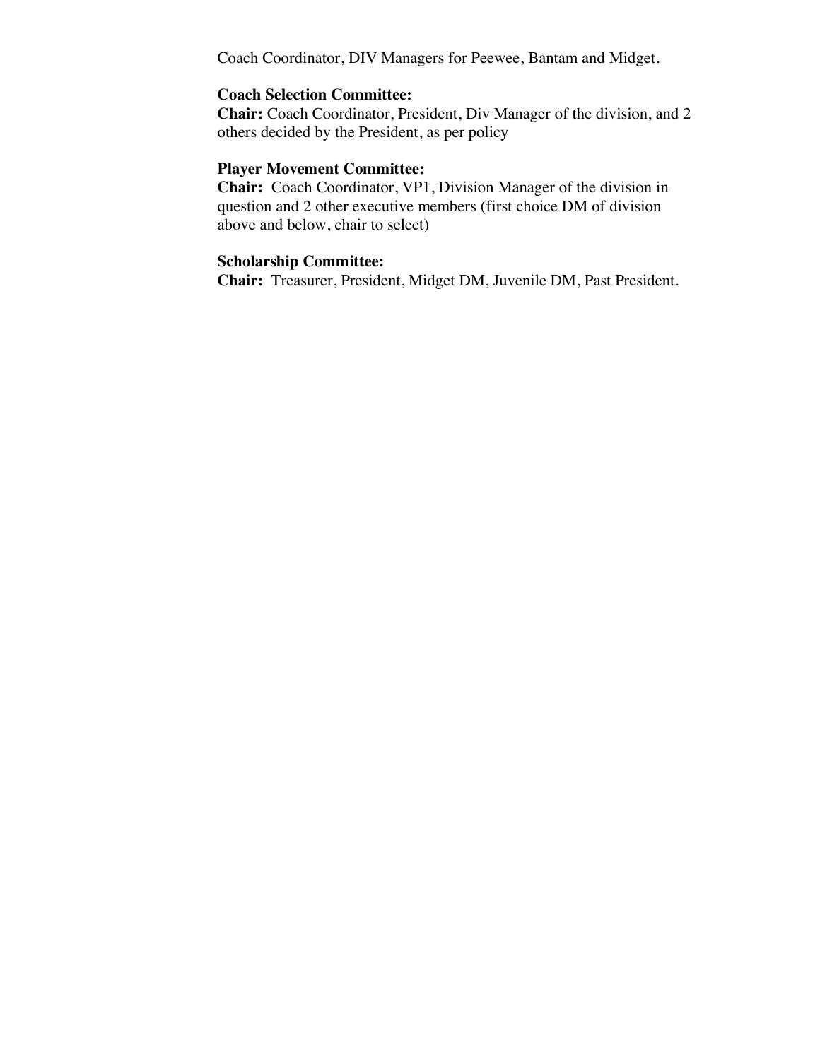Coach Coordinator, DIV Managers for Peewee, Bantam and Midget.

**Coach Selection Committee:**
**Chair:** Coach Coordinator, President, Div Manager of the division, and 2 others decided by the President, as per policy

**Player Movement Committee:**
**Chair:** Coach Coordinator, VP1, Division Manager of the division in question and 2 other executive members (first choice DM of division above and below, chair to select)

**Scholarship Committee:**
**Chair:** Treasurer, President, Midget DM, Juvenile DM, Past President.